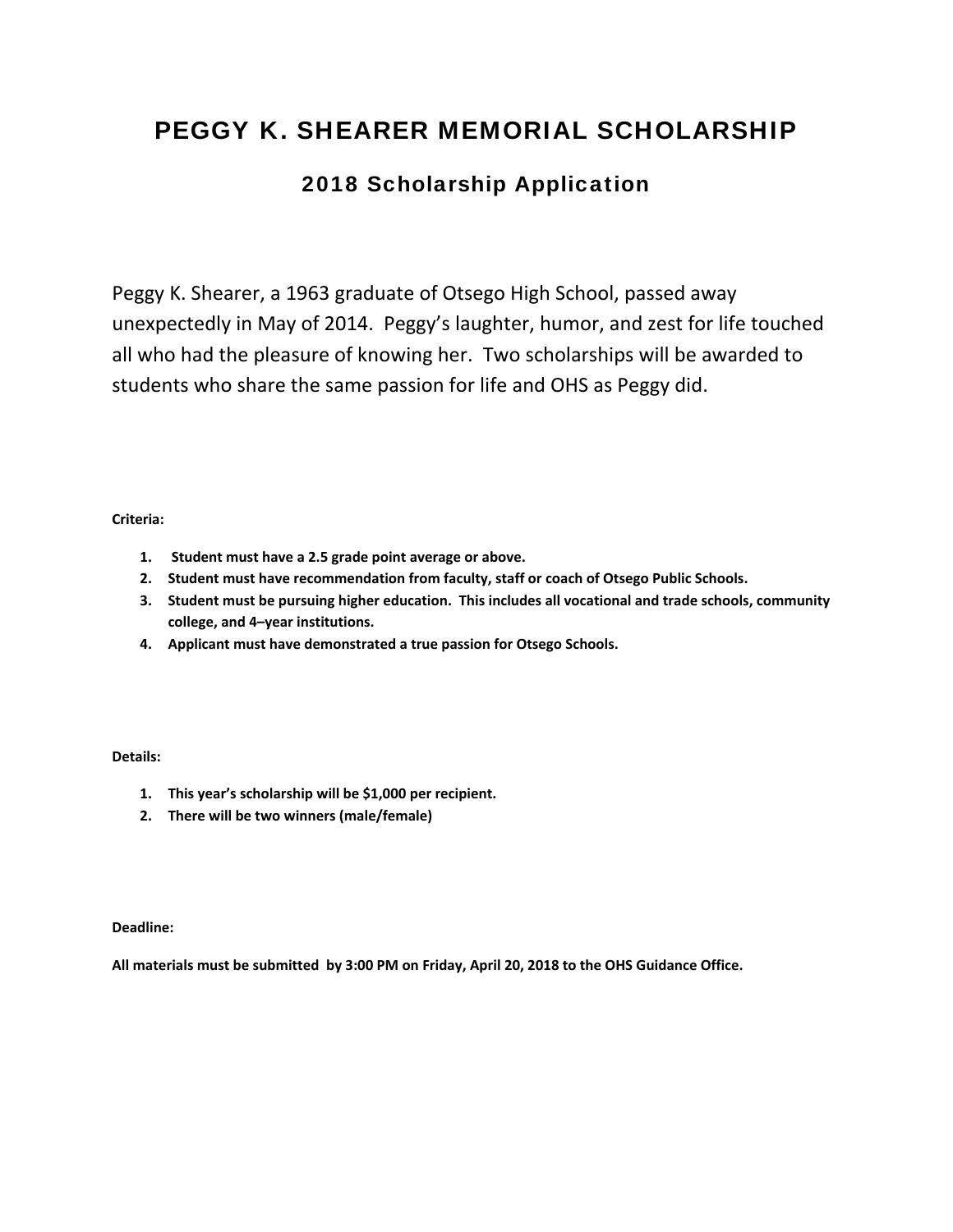# PEGGY K. SHEARER MEMORIAL SCHOLARSHIP

## 2018 Scholarship Application

Peggy K. Shearer, a 1963 graduate of Otsego High School, passed away unexpectedly in May of 2014. Peggy's laughter, humor, and zest for life touched all who had the pleasure of knowing her. Two scholarships will be awarded to students who share the same passion for life and OHS as Peggy did.

**Criteria:**

1. **Student must have a 2.5 grade point average or above.**
2. **Student must have recommendation from faculty, staff or coach of Otsego Public Schools.**
3. **Student must be pursuing higher education. This includes all vocational and trade schools, community college, and 4–year institutions.**
4. **Applicant must have demonstrated a true passion for Otsego Schools.**

**Details:**

1. **This year's scholarship will be $1,000 per recipient.**
2. **There will be two winners (male/female)**

**Deadline:**

**All materials must be submitted by 3:00 PM on Friday, April 20, 2018 to the OHS Guidance Office.**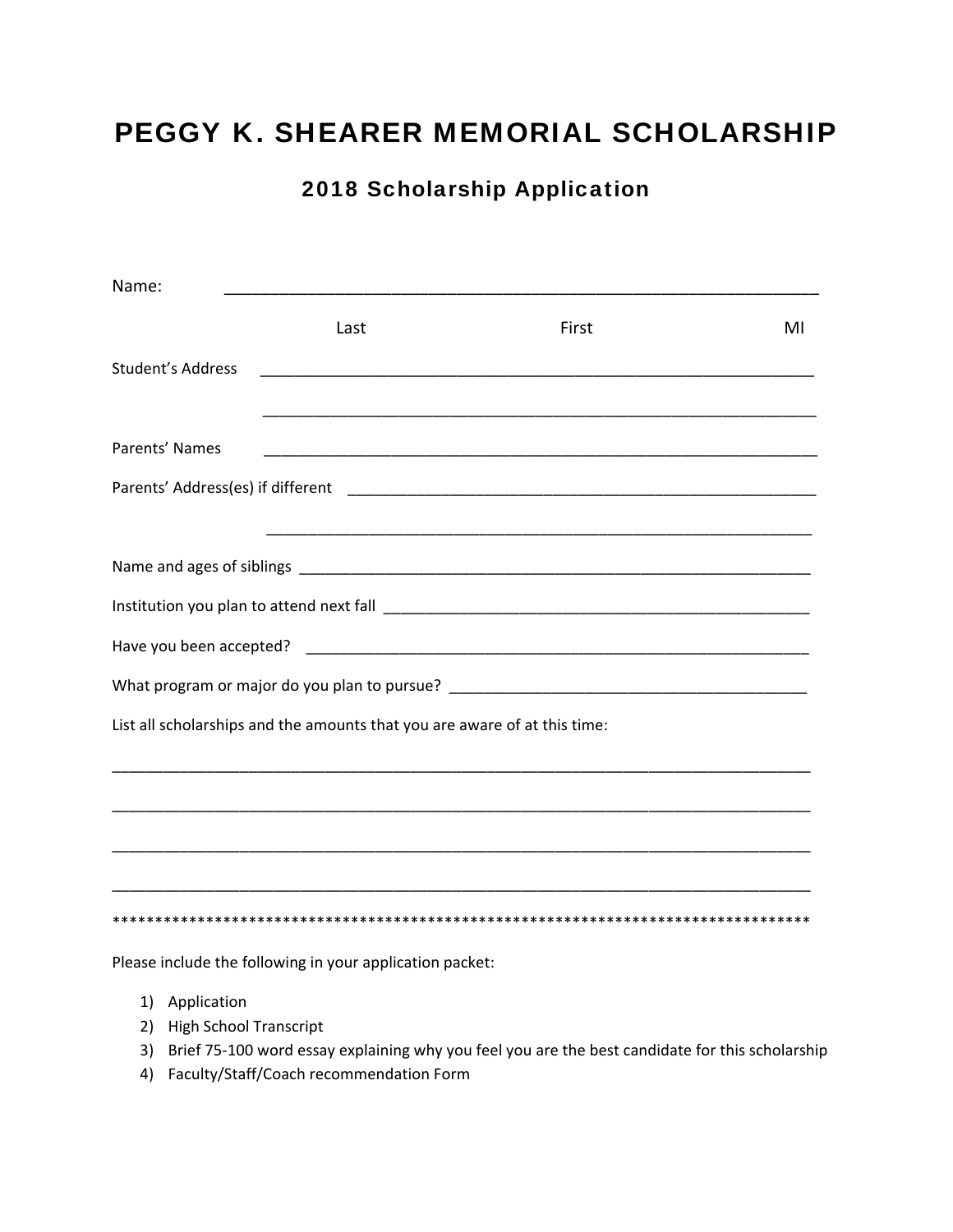# PEGGY K. SHEARER MEMORIAL SCHOLARSHIP

## 2018 Scholarship Application

Name: ________________________________________________________________

Last First MI

Student's Address ________________________________________________________________

________________________________________________________________

Parents' Names ________________________________________________________________

Parents' Address(es) if different ______________________________________________________

________________________________________________________________

Name and ages of siblings ________________________________________________________

Institution you plan to attend next fall ______________________________________________

Have you been accepted? ________________________________________________________

What program or major do you plan to pursue? _______________________________________

List all scholarships and the amounts that you are aware of at this time:

________________________________________________________________________________

________________________________________________________________________________

________________________________________________________________________________

________________________________________________________________________________

************************************************************************************

Please include the following in your application packet:

1) Application
2) High School Transcript
3) Brief 75-100 word essay explaining why you feel you are the best candidate for this scholarship
4) Faculty/Staff/Coach recommendation Form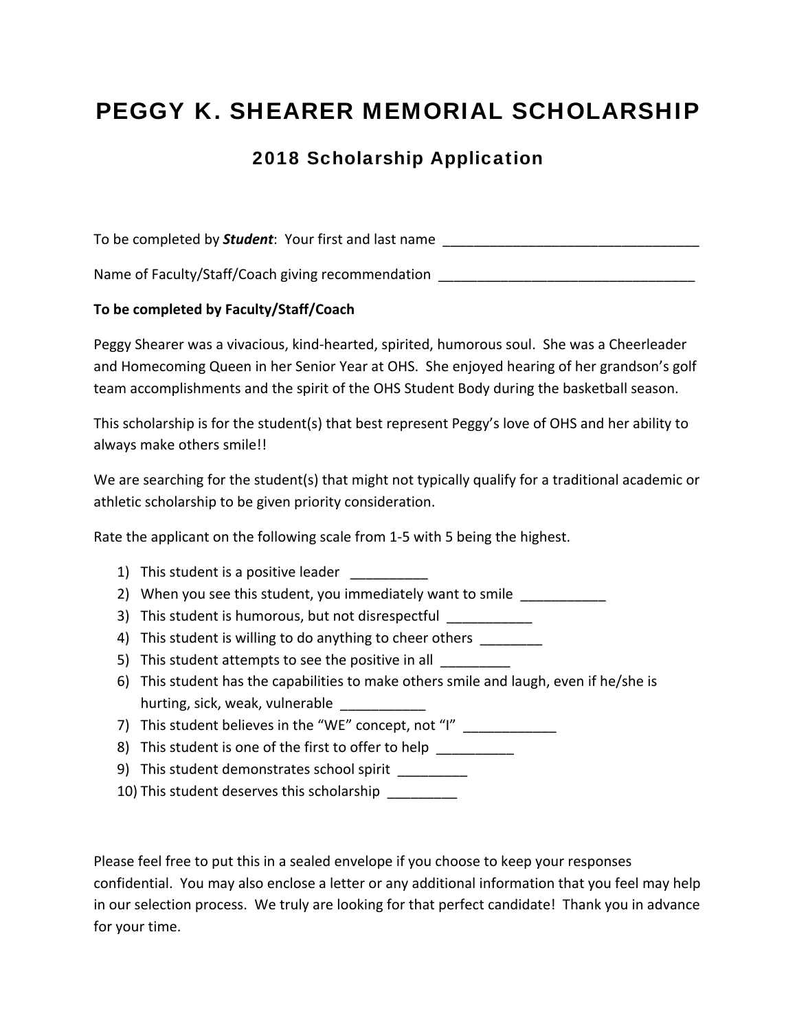# PEGGY K. SHEARER MEMORIAL SCHOLARSHIP

## 2018 Scholarship Application

To be completed by ***Student***: Your first and last name _________________________________

Name of Faculty/Staff/Coach giving recommendation _________________________________

**To be completed by Faculty/Staff/Coach**

Peggy Shearer was a vivacious, kind-hearted, spirited, humorous soul. She was a Cheerleader and Homecoming Queen in her Senior Year at OHS. She enjoyed hearing of her grandson's golf team accomplishments and the spirit of the OHS Student Body during the basketball season.

This scholarship is for the student(s) that best represent Peggy's love of OHS and her ability to always make others smile!!

We are searching for the student(s) that might not typically qualify for a traditional academic or athletic scholarship to be given priority consideration.

Rate the applicant on the following scale from 1-5 with 5 being the highest.

1) This student is a positive leader __________
2) When you see this student, you immediately want to smile ___________
3) This student is humorous, but not disrespectful ___________
4) This student is willing to do anything to cheer others ________
5) This student attempts to see the positive in all _________
6) This student has the capabilities to make others smile and laugh, even if he/she is hurting, sick, weak, vulnerable ___________
7) This student believes in the "WE" concept, not "I" ____________
8) This student is one of the first to offer to help __________
9) This student demonstrates school spirit _________
10) This student deserves this scholarship _________

Please feel free to put this in a sealed envelope if you choose to keep your responses confidential. You may also enclose a letter or any additional information that you feel may help in our selection process. We truly are looking for that perfect candidate! Thank you in advance for your time.